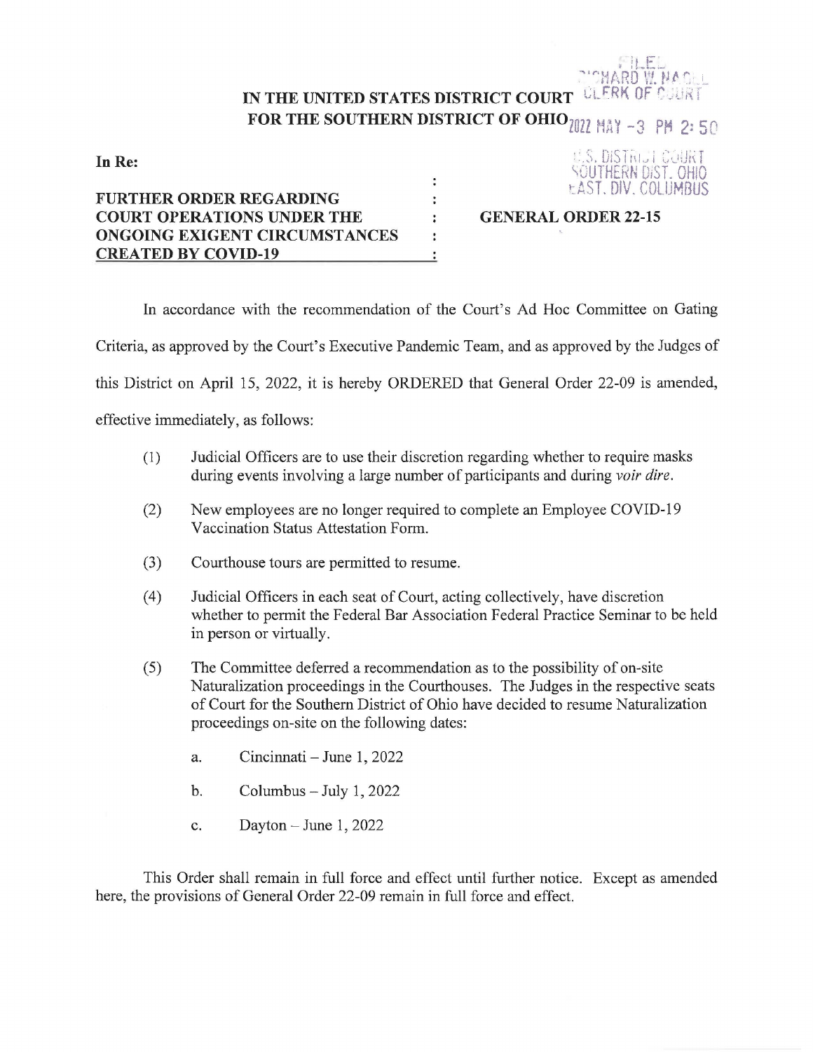FILED
RICHARD W. NAGEL
CLERK OF COURT

**IN THE UNITED STATES DISTRICT COURT**
**FOR THE SOUTHERN DISTRICT OF OHIO**

2022 MAY -3 PM 2:50

U.S. DISTRICT COURT
SOUTHERN DIST. OHIO
EAST. DIV. COLUMBUS

**In Re:**

**FURTHER ORDER REGARDING COURT OPERATIONS UNDER THE ONGOING EXIGENT CIRCUMSTANCES CREATED BY COVID-19**

**GENERAL ORDER 22-15**

In accordance with the recommendation of the Court's Ad Hoc Committee on Gating Criteria, as approved by the Court's Executive Pandemic Team, and as approved by the Judges of this District on April 15, 2022, it is hereby ORDERED that General Order 22-09 is amended, effective immediately, as follows:

(1) Judicial Officers are to use their discretion regarding whether to require masks during events involving a large number of participants and during *voir dire*.

(2) New employees are no longer required to complete an Employee COVID-19 Vaccination Status Attestation Form.

(3) Courthouse tours are permitted to resume.

(4) Judicial Officers in each seat of Court, acting collectively, have discretion whether to permit the Federal Bar Association Federal Practice Seminar to be held in person or virtually.

(5) The Committee deferred a recommendation as to the possibility of on-site Naturalization proceedings in the Courthouses. The Judges in the respective seats of Court for the Southern District of Ohio have decided to resume Naturalization proceedings on-site on the following dates:

   a. Cincinnati – June 1, 2022

   b. Columbus – July 1, 2022

   c. Dayton – June 1, 2022

This Order shall remain in full force and effect until further notice. Except as amended here, the provisions of General Order 22-09 remain in full force and effect.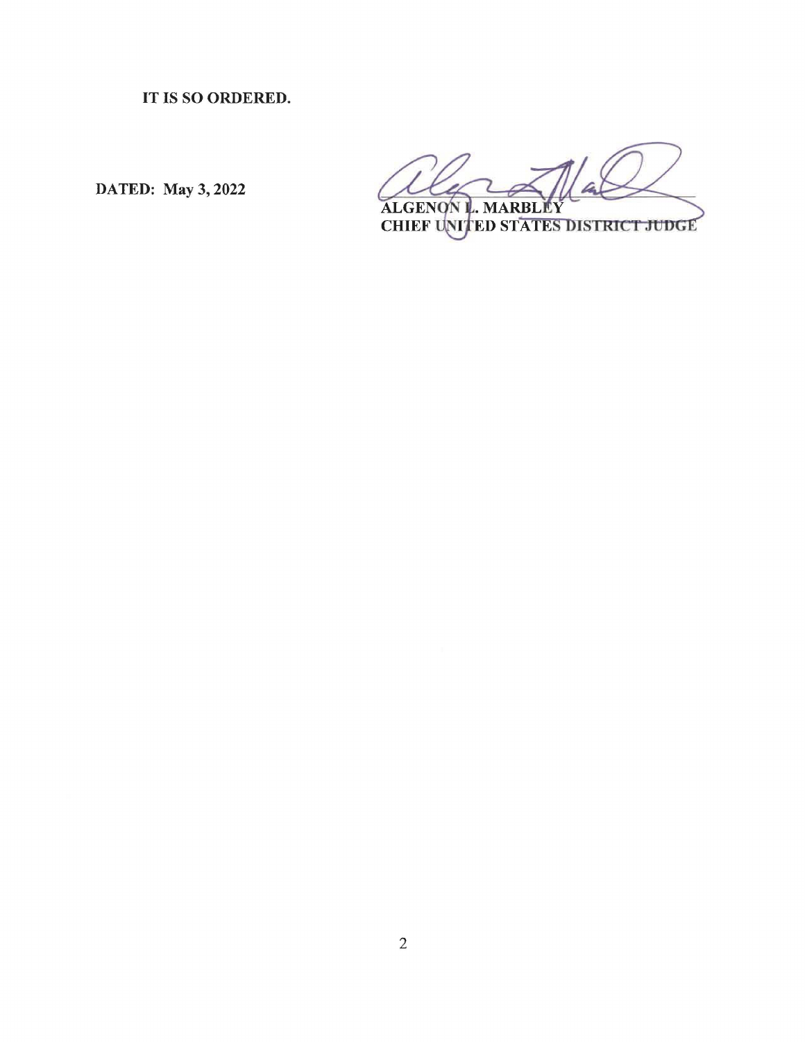**IT IS SO ORDERED.**

**DATED: May 3, 2022**

**ALGENON L. MARBLEY**
**CHIEF UNITED STATES DISTRICT JUDGE**